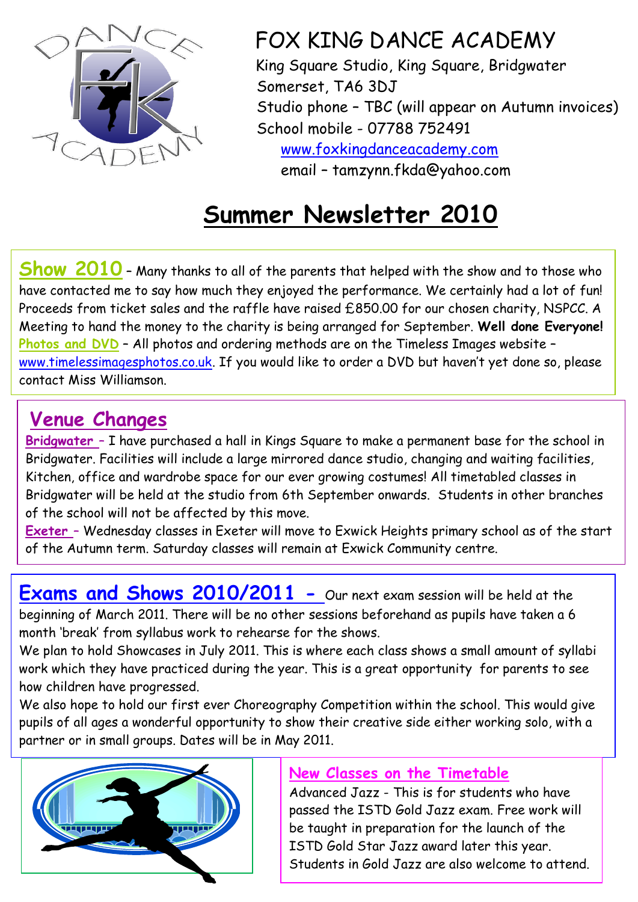# FOX KING DANCE ACADEMY

King Square Studio, King Square, Bridgwater
Somerset, TA6 3DJ
Studio phone – TBC (will appear on Autumn invoices)
School mobile - 07788 752491
www.foxkingdanceacademy.com
email – tamzynn.fkda@yahoo.com

## Summer Newsletter 2010

**Show 2010** – Many thanks to all of the parents that helped with the show and to those who have contacted me to say how much they enjoyed the performance. We certainly had a lot of fun! Proceeds from ticket sales and the raffle have raised £850.00 for our chosen charity, NSPCC. A Meeting to hand the money to the charity is being arranged for September. **Well done Everyone!**
**Photos and DVD** – All photos and ordering methods are on the Timeless Images website – www.timelessimagesphotos.co.uk. If you would like to order a DVD but haven't yet done so, please contact Miss Williamson.

### Venue Changes

**Bridgwater** – I have purchased a hall in Kings Square to make a permanent base for the school in Bridgwater. Facilities will include a large mirrored dance studio, changing and waiting facilities, Kitchen, office and wardrobe space for our ever growing costumes! All timetabled classes in Bridgwater will be held at the studio from 6th September onwards. Students in other branches of the school will not be affected by this move.
**Exeter** – Wednesday classes in Exeter will move to Exwick Heights primary school as of the start of the Autumn term. Saturday classes will remain at Exwick Community centre.

**Exams and Shows 2010/2011** - Our next exam session will be held at the beginning of March 2011. There will be no other sessions beforehand as pupils have taken a 6 month 'break' from syllabus work to rehearse for the shows.
We plan to hold Showcases in July 2011. This is where each class shows a small amount of syllabi work which they have practiced during the year. This is a great opportunity for parents to see how children have progressed.
We also hope to hold our first ever Choreography Competition within the school. This would give pupils of all ages a wonderful opportunity to show their creative side either working solo, with a partner or in small groups. Dates will be in May 2011.

### New Classes on the Timetable

Advanced Jazz - This is for students who have passed the ISTD Gold Jazz exam. Free work will be taught in preparation for the launch of the ISTD Gold Star Jazz award later this year. Students in Gold Jazz are also welcome to attend.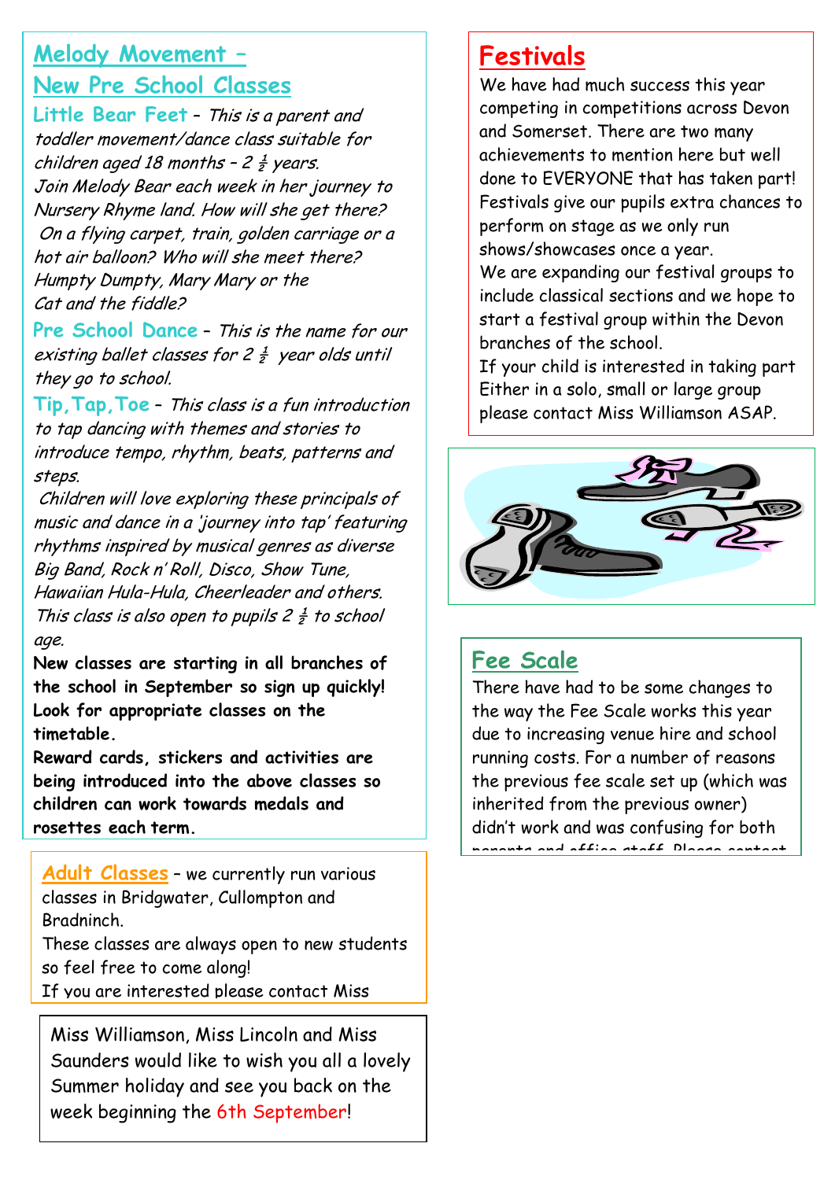## Melody Movement – New Pre School Classes

**Little Bear Feet** – *This is a parent and toddler movement/dance class suitable for children aged 18 months – 2 ½ years.*
*Join Melody Bear each week in her journey to Nursery Rhyme land. How will she get there? On a flying carpet, train, golden carriage or a hot air balloon? Who will she meet there? Humpty Dumpty, Mary Mary or the Cat and the fiddle?*

**Pre School Dance** – *This is the name for our existing ballet classes for 2 ½ year olds until they go to school.*

**Tip, Tap, Toe** – *This class is a fun introduction to tap dancing with themes and stories to introduce tempo, rhythm, beats, patterns and steps.*
*Children will love exploring these principals of music and dance in a 'journey into tap' featuring rhythms inspired by musical genres as diverse Big Band, Rock n' Roll, Disco, Show Tune, Hawaiian Hula-Hula, Cheerleader and others. This class is also open to pupils 2 ½ to school age.*

**New classes are starting in all branches of the school in September so sign up quickly! Look for appropriate classes on the timetable.**

**Reward cards, stickers and activities are being introduced into the above classes so children can work towards medals and rosettes each term.**

**Adult Classes** – we currently run various classes in Bridgwater, Cullompton and Bradninch.
These classes are always open to new students so feel free to come along!
If you are interested please contact Miss

Miss Williamson, Miss Lincoln and Miss Saunders would like to wish you all a lovely Summer holiday and see you back on the week beginning the 6th September!

## Festivals

We have had much success this year competing in competitions across Devon and Somerset. There are two many achievements to mention here but well done to EVERYONE that has taken part! Festivals give our pupils extra chances to perform on stage as we only run shows/showcases once a year.
We are expanding our festival groups to include classical sections and we hope to start a festival group within the Devon branches of the school.
If your child is interested in taking part Either in a solo, small or large group please contact Miss Williamson ASAP.

## Fee Scale

There have had to be some changes to the way the Fee Scale works this year due to increasing venue hire and school running costs. For a number of reasons the previous fee scale set up (which was inherited from the previous owner) didn't work and was confusing for both parents and office staff. Please contact